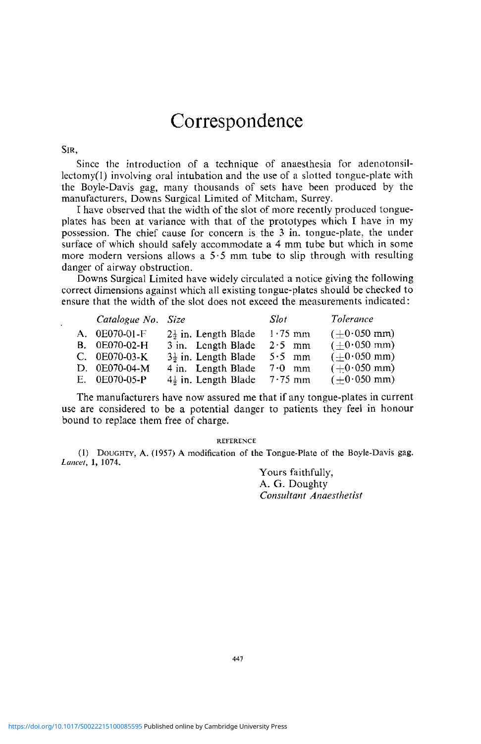# Correspondence

SIR,

Since the introduction of a technique of anaesthesia for adenotonsillectomy(1) involving oral intubation and the use of a slotted tongue-plate with the Boyle-Davis gag, many thousands of sets have been produced by the manufacturers, Downs Surgical Limited of Mitcham, Surrey.

I have observed that the width of the slot of more recently produced tongue-plates has been at variance with that of the prototypes which I have in my possession. The chief cause for concern is the 3 in. tongue-plate, the under surface of which should safely accommodate a 4 mm tube but which in some more modern versions allows a 5·5 mm tube to slip through with resulting danger of airway obstruction.

Downs Surgical Limited have widely circulated a notice giving the following correct dimensions against which all existing tongue-plates should be checked to ensure that the width of the slot does not exceed the measurements indicated:

| | *Catalogue No.* | *Size* | *Slot* | *Tolerance* |
|---|---|---|---|---|
| A. | 0E070-01-F | $2\frac{1}{2}$ in. Length Blade | 1·75 mm | (±0·050 mm) |
| B. | 0E070-02-H | 3 in. Length Blade | 2·5 mm | (±0·050 mm) |
| C. | 0E070-03-K | $3\frac{1}{2}$ in. Length Blade | 5·5 mm | (±0·050 mm) |
| D. | 0E070-04-M | 4 in. Length Blade | 7·0 mm | (±0·050 mm) |
| E. | 0E070-05-P | $4\frac{1}{2}$ in. Length Blade | 7·75 mm | (±0·050 mm) |

The manufacturers have now assured me that if any tongue-plates in current use are considered to be a potential danger to patients they feel in honour bound to replace them free of charge.

REFERENCE

(1) DOUGHTY, A. (1957) A modification of the Tongue-Plate of the Boyle-Davis gag. *Lancet*, **1**, 1074.

Yours faithfully,
A. G. Doughty
*Consultant Anaesthetist*